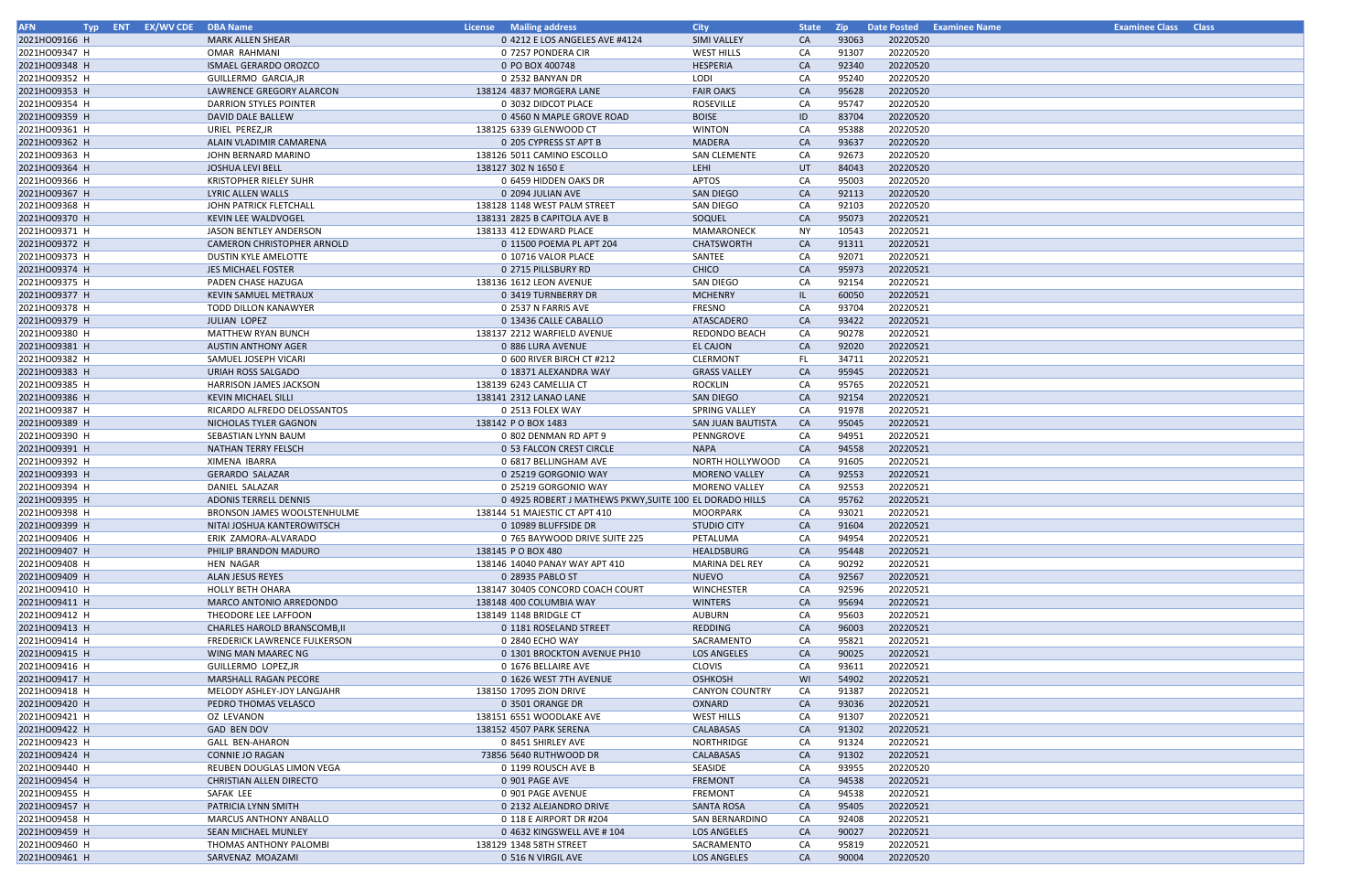| AFN | Typ | ENT | EX/WV CDE | DBA Name | License | Mailing address | City | State | Zip | Date Posted | Examinee Name | Examinee Class | Class |
|---|---|---|---|---|---|---|---|---|---|---|---|---|---|
| 2021HO09166 | H | | | MARK ALLEN SHEAR | 0 | 4212 E LOS ANGELES AVE #4124 | SIMI VALLEY | CA | 93063 | 20220520 | | | |
| 2021HO09347 | H | | | OMAR RAHMANI | 0 | 7257 PONDERA CIR | WEST HILLS | CA | 91307 | 20220520 | | | |
| 2021HO09348 | H | | | ISMAEL GERARDO OROZCO | 0 | PO BOX 400748 | HESPERIA | CA | 92340 | 20220520 | | | |
| 2021HO09352 | H | | | GUILLERMO GARCIA,JR | 0 | 2532 BANYAN DR | LODI | CA | 95240 | 20220520 | | | |
| 2021HO09353 | H | | | LAWRENCE GREGORY ALARCON | 138124 | 4837 MORGERA LANE | FAIR OAKS | CA | 95628 | 20220520 | | | |
| 2021HO09354 | H | | | DARRION STYLES POINTER | 0 | 3032 DIDCOT PLACE | ROSEVILLE | CA | 95747 | 20220520 | | | |
| 2021HO09359 | H | | | DAVID DALE BALLEW | 0 | 4560 N MAPLE GROVE ROAD | BOISE | ID | 83704 | 20220520 | | | |
| 2021HO09361 | H | | | URIEL PEREZ,JR | 138125 | 6339 GLENWOOD CT | WINTON | CA | 95388 | 20220520 | | | |
| 2021HO09362 | H | | | ALAIN VLADIMIR CAMARENA | 0 | 205 CYPRESS ST APT B | MADERA | CA | 93637 | 20220520 | | | |
| 2021HO09363 | H | | | JOHN BERNARD MARINO | 138126 | 5011 CAMINO ESCOLLO | SAN CLEMENTE | CA | 92673 | 20220520 | | | |
| 2021HO09364 | H | | | JOSHUA LEVI BELL | 138127 | 302 N 1650 E | LEHI | UT | 84043 | 20220520 | | | |
| 2021HO09366 | H | | | KRISTOPHER RIELEY SUHR | 0 | 6459 HIDDEN OAKS DR | APTOS | CA | 95003 | 20220520 | | | |
| 2021HO09367 | H | | | LYRIC ALLEN WALLS | 0 | 2094 JULIAN AVE | SAN DIEGO | CA | 92113 | 20220520 | | | |
| 2021HO09368 | H | | | JOHN PATRICK FLETCHALL | 138128 | 1148 WEST PALM STREET | SAN DIEGO | CA | 92103 | 20220520 | | | |
| 2021HO09370 | H | | | KEVIN LEE WALDVOGEL | 138131 | 2825 B CAPITOLA AVE B | SOQUEL | CA | 95073 | 20220521 | | | |
| 2021HO09371 | H | | | JASON BENTLEY ANDERSON | 138133 | 412 EDWARD PLACE | MAMARONECK | NY | 10543 | 20220521 | | | |
| 2021HO09372 | H | | | CAMERON CHRISTOPHER ARNOLD | 0 | 11500 POEMA PL APT 204 | CHATSWORTH | CA | 91311 | 20220521 | | | |
| 2021HO09373 | H | | | DUSTIN KYLE AMELOTTE | 0 | 10716 VALOR PLACE | SANTEE | CA | 92071 | 20220521 | | | |
| 2021HO09374 | H | | | JES MICHAEL FOSTER | 0 | 2715 PILLSBURY RD | CHICO | CA | 95973 | 20220521 | | | |
| 2021HO09375 | H | | | PADEN CHASE HAZUGA | 138136 | 1612 LEON AVENUE | SAN DIEGO | CA | 92154 | 20220521 | | | |
| 2021HO09377 | H | | | KEVIN SAMUEL METRAUX | 0 | 3419 TURNBERRY DR | MCHENRY | IL | 60050 | 20220521 | | | |
| 2021HO09378 | H | | | TODD DILLON KANAWYER | 0 | 2537 N FARRIS AVE | FRESNO | CA | 93704 | 20220521 | | | |
| 2021HO09379 | H | | | JULIAN LOPEZ | 0 | 13436 CALLE CABALLO | ATASCADERO | CA | 93422 | 20220521 | | | |
| 2021HO09380 | H | | | MATTHEW RYAN BUNCH | 138137 | 2212 WARFIELD AVENUE | REDONDO BEACH | CA | 90278 | 20220521 | | | |
| 2021HO09381 | H | | | AUSTIN ANTHONY AGER | 0 | 886 LURA AVENUE | EL CAJON | CA | 92020 | 20220521 | | | |
| 2021HO09382 | H | | | SAMUEL JOSEPH VICARI | 0 | 600 RIVER BIRCH CT #212 | CLERMONT | FL | 34711 | 20220521 | | | |
| 2021HO09383 | H | | | URIAH ROSS SALGADO | 0 | 18371 ALEXANDRA WAY | GRASS VALLEY | CA | 95945 | 20220521 | | | |
| 2021HO09385 | H | | | HARRISON JAMES JACKSON | 138139 | 6243 CAMELLIA CT | ROCKLIN | CA | 95765 | 20220521 | | | |
| 2021HO09386 | H | | | KEVIN MICHAEL SILLI | 138141 | 2312 LANAO LANE | SAN DIEGO | CA | 92154 | 20220521 | | | |
| 2021HO09387 | H | | | RICARDO ALFREDO DELOSSANTOS | 0 | 2513 FOLEX WAY | SPRING VALLEY | CA | 91978 | 20220521 | | | |
| 2021HO09389 | H | | | NICHOLAS TYLER GAGNON | 138142 | P O BOX 1483 | SAN JUAN BAUTISTA | CA | 95045 | 20220521 | | | |
| 2021HO09390 | H | | | SEBASTIAN LYNN BAUM | 0 | 802 DENMAN RD APT 9 | PENNGROVE | CA | 94951 | 20220521 | | | |
| 2021HO09391 | H | | | NATHAN TERRY FELSCH | 0 | 53 FALCON CREST CIRCLE | NAPA | CA | 94558 | 20220521 | | | |
| 2021HO09392 | H | | | XIMENA IBARRA | 0 | 6817 BELLINGHAM AVE | NORTH HOLLYWOOD | CA | 91605 | 20220521 | | | |
| 2021HO09393 | H | | | GERARDO SALAZAR | 0 | 25219 GORGONIO WAY | MORENO VALLEY | CA | 92553 | 20220521 | | | |
| 2021HO09394 | H | | | DANIEL SALAZAR | 0 | 25219 GORGONIO WAY | MORENO VALLEY | CA | 92553 | 20220521 | | | |
| 2021HO09395 | H | | | ADONIS TERRELL DENNIS | 0 | 4925 ROBERT J MATHEWS PKWY,SUITE 100 | EL DORADO HILLS | CA | 95762 | 20220521 | | | |
| 2021HO09398 | H | | | BRONSON JAMES WOOLSTENHULME | 138144 | 51 MAJESTIC CT APT 410 | MOORPARK | CA | 93021 | 20220521 | | | |
| 2021HO09399 | H | | | NITAI JOSHUA KANTEROWITSCH | 0 | 10989 BLUFFSIDE DR | STUDIO CITY | CA | 91604 | 20220521 | | | |
| 2021HO09406 | H | | | ERIK ZAMORA-ALVARADO | 0 | 765 BAYWOOD DRIVE SUITE 225 | PETALUMA | CA | 94954 | 20220521 | | | |
| 2021HO09407 | H | | | PHILIP BRANDON MADURO | 138145 | P O BOX 480 | HEALDSBURG | CA | 95448 | 20220521 | | | |
| 2021HO09408 | H | | | HEN NAGAR | 138146 | 14040 PANAY WAY APT 410 | MARINA DEL REY | CA | 90292 | 20220521 | | | |
| 2021HO09409 | H | | | ALAN JESUS REYES | 0 | 28935 PABLO ST | NUEVO | CA | 92567 | 20220521 | | | |
| 2021HO09410 | H | | | HOLLY BETH OHARA | 138147 | 30405 CONCORD COACH COURT | WINCHESTER | CA | 92596 | 20220521 | | | |
| 2021HO09411 | H | | | MARCO ANTONIO ARREDONDO | 138148 | 400 COLUMBIA WAY | WINTERS | CA | 95694 | 20220521 | | | |
| 2021HO09412 | H | | | THEODORE LEE LAFFOON | 138149 | 1148 BRIDGLE CT | AUBURN | CA | 95603 | 20220521 | | | |
| 2021HO09413 | H | | | CHARLES HAROLD BRANSCOMB,II | 0 | 1181 ROSELAND STREET | REDDING | CA | 96003 | 20220521 | | | |
| 2021HO09414 | H | | | FREDERICK LAWRENCE FULKERSON | 0 | 2840 ECHO WAY | SACRAMENTO | CA | 95821 | 20220521 | | | |
| 2021HO09415 | H | | | WING MAN MAAREC NG | 0 | 1301 BROCKTON AVENUE PH10 | LOS ANGELES | CA | 90025 | 20220521 | | | |
| 2021HO09416 | H | | | GUILLERMO LOPEZ,JR | 0 | 1676 BELLAIRE AVE | CLOVIS | CA | 93611 | 20220521 | | | |
| 2021HO09417 | H | | | MARSHALL RAGAN PECORE | 0 | 1626 WEST 7TH AVENUE | OSHKOSH | WI | 54902 | 20220521 | | | |
| 2021HO09418 | H | | | MELODY ASHLEY-JOY LANGJAHR | 138150 | 17095 ZION DRIVE | CANYON COUNTRY | CA | 91387 | 20220521 | | | |
| 2021HO09420 | H | | | PEDRO THOMAS VELASCO | 0 | 3501 ORANGE DR | OXNARD | CA | 93036 | 20220521 | | | |
| 2021HO09421 | H | | | OZ LEVANON | 138151 | 6551 WOODLAKE AVE | WEST HILLS | CA | 91307 | 20220521 | | | |
| 2021HO09422 | H | | | GAD BEN DOV | 138152 | 4507 PARK SERENA | CALABASAS | CA | 91302 | 20220521 | | | |
| 2021HO09423 | H | | | GALL BEN-AHARON | 0 | 8451 SHIRLEY AVE | NORTHRIDGE | CA | 91324 | 20220521 | | | |
| 2021HO09424 | H | | | CONNIE JO RAGAN | 73856 | 5640 RUTHWOOD DR | CALABASAS | CA | 91302 | 20220521 | | | |
| 2021HO09440 | H | | | REUBEN DOUGLAS LIMON VEGA | 0 | 1199 ROUSCH AVE B | SEASIDE | CA | 93955 | 20220520 | | | |
| 2021HO09454 | H | | | CHRISTIAN ALLEN DIRECTO | 0 | 901 PAGE AVE | FREMONT | CA | 94538 | 20220521 | | | |
| 2021HO09455 | H | | | SAFAK LEE | 0 | 901 PAGE AVENUE | FREMONT | CA | 94538 | 20220521 | | | |
| 2021HO09457 | H | | | PATRICIA LYNN SMITH | 0 | 2132 ALEJANDRO DRIVE | SANTA ROSA | CA | 95405 | 20220521 | | | |
| 2021HO09458 | H | | | MARCUS ANTHONY ANBALLO | 0 | 118 E AIRPORT DR #204 | SAN BERNARDINO | CA | 92408 | 20220521 | | | |
| 2021HO09459 | H | | | SEAN MICHAEL MUNLEY | 0 | 4632 KINGSWELL AVE # 104 | LOS ANGELES | CA | 90027 | 20220521 | | | |
| 2021HO09460 | H | | | THOMAS ANTHONY PALOMBI | 138129 | 1348 58TH STREET | SACRAMENTO | CA | 95819 | 20220521 | | | |
| 2021HO09461 | H | | | SARVENAZ MOAZAMI | 0 | 516 N VIRGIL AVE | LOS ANGELES | CA | 90004 | 20220520 | | | |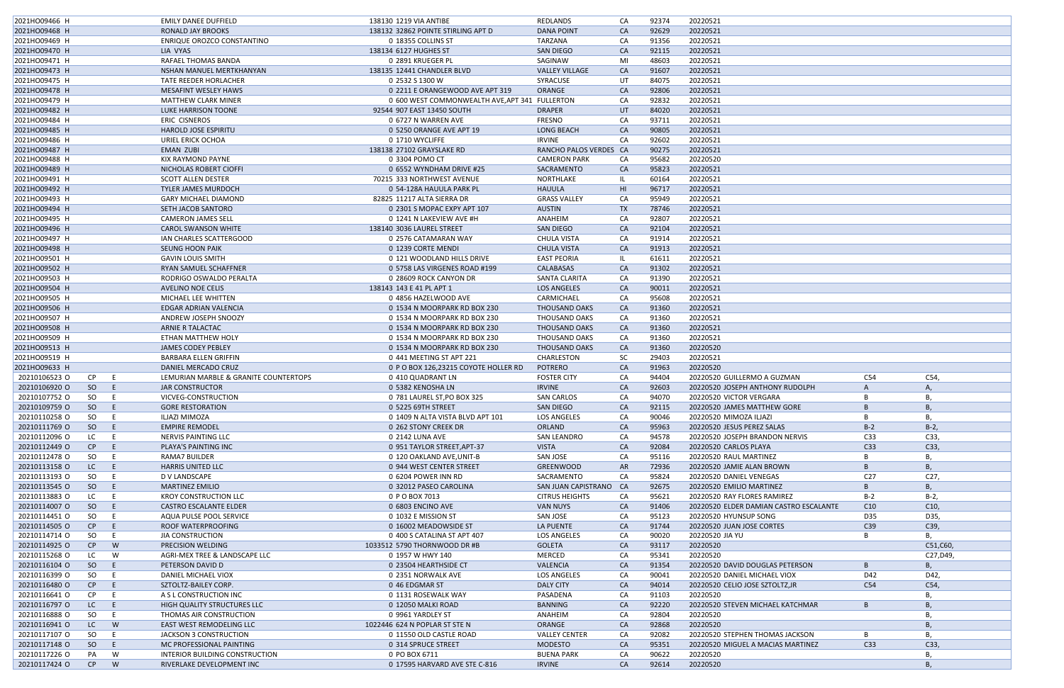| | | | | | | | | | | | | | |
|---|---|---|---|---|---|---|---|---|---|---|---|---|---|
| 2021HO09466 | H | | | EMILY DANEE DUFFIELD | 138130 | 1219 VIA ANTIBE | REDLANDS | CA | 92374 | 20220521 | | | |
| 2021HO09468 | H | | | RONALD JAY BROOKS | 138132 | 32862 POINTE STIRLING APT D | DANA POINT | CA | 92629 | 20220521 | | | |
| 2021HO09469 | H | | | ENRIQUE OROZCO CONSTANTINO | 0 | 18355 COLLINS ST | TARZANA | CA | 91356 | 20220521 | | | |
| 2021HO09470 | H | | | LIA VYAS | 138134 | 6127 HUGHES ST | SAN DIEGO | CA | 92115 | 20220521 | | | |
| 2021HO09471 | H | | | RAFAEL THOMAS BANDA | 0 | 2891 KRUEGER PL | SAGINAW | MI | 48603 | 20220521 | | | |
| 2021HO09473 | H | | | NSHAN MANUEL MERTKHANYAN | 138135 | 12441 CHANDLER BLVD | VALLEY VILLAGE | CA | 91607 | 20220521 | | | |
| 2021HO09475 | H | | | TATE REEDER HORLACHER | 0 | 2532 S 1300 W | SYRACUSE | UT | 84075 | 20220521 | | | |
| 2021HO09478 | H | | | MESAFINT WESLEY HAWS | 0 | 2211 E ORANGEWOOD AVE APT 319 | ORANGE | CA | 92806 | 20220521 | | | |
| 2021HO09479 | H | | | MATTHEW CLARK MINER | 0 | 600 WEST COMMONWEALTH AVE,APT 341 | FULLERTON | CA | 92832 | 20220521 | | | |
| 2021HO09482 | H | | | LUKE HARRISON TOONE | 92544 | 907 EAST 13450 SOUTH | DRAPER | UT | 84020 | 20220521 | | | |
| 2021HO09484 | H | | | ERIC CISNEROS | 0 | 6727 N WARREN AVE | FRESNO | CA | 93711 | 20220521 | | | |
| 2021HO09485 | H | | | HAROLD JOSE ESPIRITU | 0 | 5250 ORANGE AVE APT 19 | LONG BEACH | CA | 90805 | 20220521 | | | |
| 2021HO09486 | H | | | URIEL ERICK OCHOA | 0 | 1710 WYCLIFFE | IRVINE | CA | 92602 | 20220521 | | | |
| 2021HO09487 | H | | | EMAN ZUBI | 138138 | 27102 GRAYSLAKE RD | RANCHO PALOS VERDES | CA | 90275 | 20220521 | | | |
| 2021HO09488 | H | | | KIX RAYMOND PAYNE | 0 | 3304 POMO CT | CAMERON PARK | CA | 95682 | 20220520 | | | |
| 2021HO09489 | H | | | NICHOLAS ROBERT CIOFFI | 0 | 6552 WYNDHAM DRIVE #25 | SACRAMENTO | CA | 95823 | 20220521 | | | |
| 2021HO09491 | H | | | SCOTT ALLEN DESTER | 70215 | 333 NORTHWEST AVENUE | NORTHLAKE | IL | 60164 | 20220521 | | | |
| 2021HO09492 | H | | | TYLER JAMES MURDOCH | 0 | 54-128A HAULA PARK PL | HAULA | HI | 96717 | 20220521 | | | |
| 2021HO09493 | H | | | GARY MICHAEL DIAMOND | 82825 | 11217 ALTA SIERRA DR | GRASS VALLEY | CA | 95949 | 20220521 | | | |
| 2021HO09494 | H | | | SETH JACOB SANTORO | 0 | 2301 S MOPAC EXPY APT 107 | AUSTIN | TX | 78746 | 20220521 | | | |
| 2021HO09495 | H | | | CAMERON JAMES SELL | 0 | 1241 N LAKEVIEW AVE #H | ANAHEIM | CA | 92807 | 20220521 | | | |
| 2021HO09496 | H | | | CAROL SWANSON WHITE | 138140 | 3036 LAUREL STREET | SAN DIEGO | CA | 92104 | 20220521 | | | |
| 2021HO09497 | H | | | IAN CHARLES SCATTERGOOD | 0 | 2576 CATAMARAN WAY | CHULA VISTA | CA | 91914 | 20220521 | | | |
| 2021HO09498 | H | | | SEUNG HOON PAIK | 0 | 1239 CORTE MENDI | CHULA VISTA | CA | 91913 | 20220521 | | | |
| 2021HO09501 | H | | | GAVIN LOUIS SMITH | 0 | 121 WOODLAND HILLS DRIVE | EAST PEORIA | IL | 61611 | 20220521 | | | |
| 2021HO09502 | H | | | RYAN SAMUEL SCHAFFNER | 0 | 5758 LAS VIRGENES ROAD #199 | CALABASAS | CA | 91302 | 20220521 | | | |
| 2021HO09503 | H | | | RODRIGO OSWALDO PERALTA | 0 | 28609 ROCK CANYON DR | SANTA CLARITA | CA | 91390 | 20220521 | | | |
| 2021HO09504 | H | | | AVELINO NOE CELIS | 138143 | 143 E 41 PL APT 1 | LOS ANGELES | CA | 90011 | 20220521 | | | |
| 2021HO09505 | H | | | MICHAEL LEE WHITTEN | 0 | 4856 HAZELWOOD AVE | CARMICHAEL | CA | 95608 | 20220521 | | | |
| 2021HO09506 | H | | | EDGAR ADRIAN VALENCIA | 0 | 1534 N MOORPARK RD BOX 230 | THOUSAND OAKS | CA | 91360 | 20220521 | | | |
| 2021HO09507 | H | | | ANDREW JOSEPH SNOOZY | 0 | 1534 N MOORPARK RD BOX 230 | THOUSAND OAKS | CA | 91360 | 20220521 | | | |
| 2021HO09508 | H | | | ARNIE R TALACTAC | 0 | 1534 N MOORPARK RD BOX 230 | THOUSAND OAKS | CA | 91360 | 20220521 | | | |
| 2021HO09509 | H | | | ETHAN MATTHEW HOLY | 0 | 1534 N MOORPARK RD BOX 230 | THOUSAND OAKS | CA | 91360 | 20220521 | | | |
| 2021HO09513 | H | | | JAMES CODEY PEBLEY | 0 | 1534 N MOORPARK RD BOX 230 | THOUSAND OAKS | CA | 91360 | 20220520 | | | |
| 2021HO09519 | H | | | BARBARA ELLEN GRIFFIN | 0 | 441 MEETING ST APT 221 | CHARLESTON | SC | 29403 | 20220521 | | | |
| 2021HO09633 | H | | | DANIEL MERCADO CRUZ | 0 | P O BOX 126,23215 COYOTE HOLLER RD | POTRERO | CA | 91963 | 20220520 | | | |
| 20210106523 | O | CP | E | LEMURIAN MARBLE & GRANITE COUNTERTOPS | 0 | 410 QUADRANT LN | FOSTER CITY | CA | 94404 | 20220520 | GUILLERMO A GUZMAN | C54 | C54, |
| 20210106920 | O | SO | E | JAR CONSTRUCTOR | 0 | 5382 KENOSHA LN | IRVINE | CA | 92603 | 20220520 | JOSEPH ANTHONY RUDOLPH | A | A, |
| 20210107752 | O | SO | E | VICVEG-CONSTRUCTION | 0 | 781 LAUREL ST,PO BOX 325 | SAN CARLOS | CA | 94070 | 20220520 | VICTOR VERGARA | B | B, |
| 20210109759 | O | SO | E | GORE RESTORATION | 0 | 5225 69TH STREET | SAN DIEGO | CA | 92115 | 20220520 | JAMES MATTHEW GORE | B | B, |
| 20210110258 | O | SO | E | ILJAZI MIMOZA | 0 | 1409 N ALTA VISTA BLVD APT 101 | LOS ANGELES | CA | 90046 | 20220520 | MIMOZA ILJAZI | B | B, |
| 20210111769 | O | SO | E | EMPIRE REMODEL | 0 | 262 STONY CREEK DR | ORLAND | CA | 95963 | 20220520 | JESUS PEREZ SALAS | B-2 | B-2, |
| 20210112096 | O | LC | E | NERVIS PAINTING LLC | 0 | 2142 LUNA AVE | SAN LEANDRO | CA | 94578 | 20220520 | JOSEPH BRANDON NERVIS | C33 | C33, |
| 20210112449 | O | CP | E | PLAYA'S PAINTING INC | 0 | 951 TAYLOR STREET,APT-37 | VISTA | CA | 92084 | 20220520 | CARLOS PLAYA | C33 | C33, |
| 20210112478 | O | SO | E | RAMA7 BUILDER | 0 | 120 OAKLAND AVE,UNIT-B | SAN JOSE | CA | 95116 | 20220520 | RAUL MARTINEZ | B | B, |
| 20210113158 | O | LC | E | HARRIS UNITED LLC | 0 | 944 WEST CENTER STREET | GREENWOOD | AR | 72936 | 20220520 | JAMIE ALAN BROWN | B | B, |
| 20210113193 | O | SO | E | D V LANDSCAPE | 0 | 6204 POWER INN RD | SACRAMENTO | CA | 95824 | 20220520 | DANIEL VENEGAS | C27 | C27, |
| 20210113545 | O | SO | E | MARTINEZ EMILIO | 0 | 32012 PASEO CAROLINA | SAN JUAN CAPISTRANO | CA | 92675 | 20220520 | EMILIO MARTINEZ | B | B, |
| 20210113883 | O | LC | E | KROY CONSTRUCTION LLC | 0 | P O BOX 7013 | CITRUS HEIGHTS | CA | 95621 | 20220520 | RAY FLORES RAMIREZ | B-2 | B-2, |
| 20210114007 | O | SO | E | CASTRO ESCALANTE ELDER | 0 | 6803 ENCINO AVE | VAN NUYS | CA | 91406 | 20220520 | ELDER DAMIAN CASTRO ESCALANTE | C10 | C10, |
| 20210114451 | O | SO | E | AQUA PULSE POOL SERVICE | 0 | 1032 E MISSION ST | SAN JOSE | CA | 95123 | 20220520 | HYUNSUP SONG | D35 | D35, |
| 20210114505 | O | CP | E | ROOF WATERPROOFING | 0 | 16002 MEADOWSIDE ST | LA PUENTE | CA | 91744 | 20220520 | JUAN JOSE CORTES | C39 | C39, |
| 20210114714 | O | SO | E | JIA CONSTRUCTION | 0 | 400 S CATALINA ST APT 407 | LOS ANGELES | CA | 90020 | 20220520 | JIA YU | B | B, |
| 20210114925 | O | CP | W | PRECISION WELDING | 1033512 | 5790 THORNWOOD DR #B | GOLETA | CA | 93117 | 20220520 | | | C51,C60, |
| 20210115268 | O | LC | W | AGRI-MEX TREE & LANDSCAPE LLC | 0 | 1957 W HWY 140 | MERCED | CA | 95341 | 20220520 | | | C27,D49, |
| 20210116104 | O | SO | E | PETERSON DAVID D | 0 | 23504 HEARTHSIDE CT | VALENCIA | CA | 91354 | 20220520 | DAVID DOUGLAS PETERSON | B | B, |
| 20210116399 | O | SO | E | DANIEL MICHAEL VIOX | 0 | 2351 NORWALK AVE | LOS ANGELES | CA | 90041 | 20220520 | DANIEL MICHAEL VIOX | D42 | D42, |
| 20210116480 | O | CP | E | SZTOLTZ-BAILEY CORP. | 0 | 46 EDGMAR ST | DALY CITY | CA | 94014 | 20220520 | CELIO JOSE SZTOLTZ,JR | C54 | C54, |
| 20210116641 | O | CP | E | A S L CONSTRUCTION INC | 0 | 1131 ROSEWALK WAY | PASADENA | CA | 91103 | 20220520 | | | B, |
| 20210116797 | O | LC | E | HIGH QUALITY STRUCTURES LLC | 0 | 12050 MALKI ROAD | BANNING | CA | 92220 | 20220520 | STEVEN MICHAEL KATCHMAR | B | B, |
| 20210116888 | O | SO | E | THOMAS AIR CONSTRUCTION | 0 | 9961 YARDLEY ST | ANAHEIM | CA | 92804 | 20220520 | | | B, |
| 20210116941 | O | LC | W | EAST WEST REMODELING LLC | 1022446 | 624 N POPLAR ST STE N | ORANGE | CA | 92868 | 20220520 | | | B, |
| 20210117107 | O | SO | E | JACKSON 3 CONSTRUCTION | 0 | 11550 OLD CASTLE ROAD | VALLEY CENTER | CA | 92082 | 20220520 | STEPHEN THOMAS JACKSON | B | B, |
| 20210117148 | O | SO | E | MC PROFESSIONAL PAINTING | 0 | 314 SPRUCE STREET | MODESTO | CA | 95351 | 20220520 | MIGUEL A MACIAS MARTINEZ | C33 | C33, |
| 20210117226 | O | PA | W | INTERIOR BUILDING CONSTRUCTION | 0 | PO BOX 6711 | BUENA PARK | CA | 90622 | 20220520 | | | B, |
| 20210117424 | O | CP | W | RIVERLAKE DEVELOPMENT INC | 0 | 17595 HARVARD AVE STE C-816 | IRVINE | CA | 92614 | 20220520 | | | B, |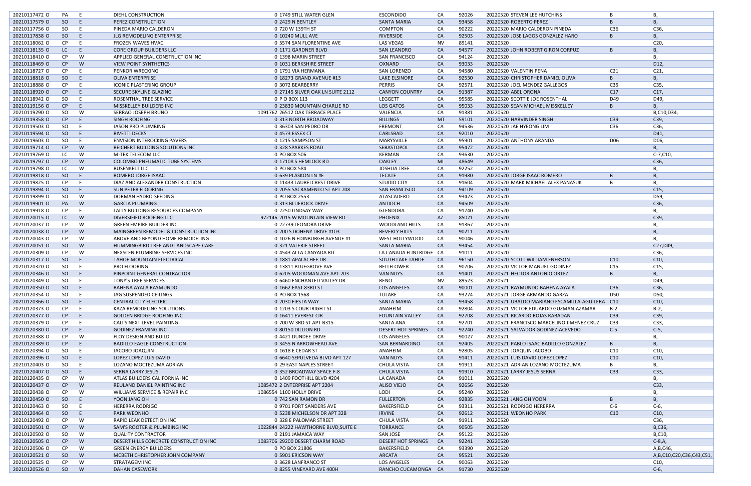| | | | | | | | | | | | |
|---|---|---|---|---|---|---|---|---|---|---|---|
| 20210117472 O | PA | E | DIEHL CONSTRUCTION | 0 1749 STILL WATER GLEN | ESCONDIDO | CA | 92026 | 20220520 STEVEN LEE HUTCHINS | B | B, |
| 20210117579 O | SO | E | PEREZ CONSTRUCTION | 0 2429 N BENTLEY | SANTA MARIA | CA | 93458 | 20220520 ROBERTO PEREZ | B | B, |
| 20210117756 O | SO | E | PINEDA MARIO CALDERON | 0 720 W 139TH ST | COMPTON | CA | 90222 | 20220520 MARIO CALDERON PINEDA | C36 | C36, |
| 20210117838 O | SO | E | JLG REMODELING ENTERPRISE | 0 10240 MULL AVE | RIVERSIDE | CA | 92503 | 20220520 JOSE LAGOS GONZALEZ HARO | B | B, |
| 20210118062 O | CP | E | FROZEN WAVES HVAC | 0 5574 SAN FLORENTINE AVE | LAS VEGAS | NV | 89141 | 20220520 | | C20, |
| 20210118135 O | LC | E | CORE GROUP BUILDERS LLC | 0 1171 GARDNER BLVD | SAN LEANDRO | CA | 94577 | 20220520 JOHN ROBERT GIRON CORPUZ | B | B, |
| 20210118410 O | CP | W | APPLIED GENERAL CONSTRUCTION INC | 0 1398 MARIN STREET | SAN FRANCISCO | CA | 94124 | 20220520 | | B, |
| 20210118469 O | CP | W | VIEW POINT SYNTHETICS | 0 1031 BERKSHIRE STREET | OXNARD | CA | 93033 | 20220520 | | D12, |
| 20210118727 O | CP | E | PENKOR WRECKING | 0 1791 VIA HERMANA | SAN LORENZO | CA | 94580 | 20220520 VALENTIN PENA | C21 | C21, |
| 20210118818 O | SO | E | OLIVA ENTERPRISE | 0 18273 GRAND AVENUE #13 | LAKE ELSINORE | CA | 92530 | 20220520 CHRISTOPHER DANIEL OLIVA | B | B, |
| 20210118888 O | CP | E | ICONIC PLASTERING GROUP | 0 3072 BEARBERRY | PERRIS | CA | 92571 | 20220520 JOEL MENDEZ GALLEGOS | C35 | C35, |
| 20210118920 O | CP | E | SECURE SKYLINE GLAZING | 0 27145 SILVER OAK LN SUITE 2112 | CANYON COUNTRY | CA | 91387 | 20220520 ABEL ORONA | C17 | C17, |
| 20210118942 O | SO | E | ROSENTHAL TREE SERVICE | 0 P O BOX 113 | LEGGETT | CA | 95585 | 20220520 SCOTTIE JOE ROSENTHAL | D49 | D49, |
| 20210119156 O | CP | E | MISSKELLEY BUILDERS INC | 0 23830 MOUNTAIN CHARLIE RD | LOS GATOS | CA | 95033 | 20220520 SEAN MICHAEL MISSKELLEY | B | B, |
| 20210119290 O | SO | W | SERRAO JOSEPH BRUNO | 1091762 26512 OAK TERRACE PLACE | VALENCIA | CA | 91381 | 20220520 | | B,C10,D34, |
| 20210119358 O | CP | E | SINGH ROOFING | 0 313 NORTH BROADWAY | BILLINGS | MT | 59101 | 20220520 HARVINDER SINGH | C39 | C39, |
| 20210119503 O | SO | E | JASON PRO PLUMBING | 0 36303 SAN PEDRO DR | FREMONT | CA | 94536 | 20220520 JAE HYEONG LIM | C36 | C36, |
| 20210119594 O | SO | E | RIVETTI DECKS | 0 4573 ESSEX CT | CARLSBAD | CA | 92010 | 20220520 | | D41, |
| 20210119603 O | SO | E | ENVISION INTEROCKING PAVERS | 0 1215 SAMPSON ST | MARYSVILLE | CA | 95901 | 20220520 ANTHONY ARANDA | D06 | D06, |
| 20210119714 O | CP | W | REICHERT BUILDING SOLUTIONS INC | 0 328 SPARKES ROAD | SEBASTOPOL | CA | 95472 | 20220520 | | B, |
| 20210119769 O | LC | W | M-TEK TELECOM LLC | 0 PO BOX 506 | KERMAN | CA | 93630 | 20220520 | | C-7,C10, |
| 20210119797 O | CP | W | COLOMBO PNEUMATIC TUBE SYSTEMS | 0 17108 S HEMLOCK RD | OAKLEY | MI | 48649 | 20220520 | | C36, |
| 20210119798 O | LC | W | BUSENKELT LLC | 0 PO BOX 584 | JOSHUA TREE | CA | 92252 | 20220520 | | B, |
| 20210119818 O | SO | E | ROMERO JORGE ISAAC | 0 639 PLASKON LN #E | TECATE | CA | 91980 | 20220520 JORGE ISAAC ROMERO | B | B, |
| 20210119825 O | CP | E | DIAZ AND ALEXANDER CONSTRUCTION | 0 11433 LAURELCREST DRIVE | STUDIO CITY | CA | 91604 | 20220520 MARK MICHAEL ALEX PANASUK | B | B, |
| 20210119894 O | SO | E | SUN PETER FLOORING | 0 2055 SACRAMENTO ST APT 708 | SAN FRANCISCO | CA | 94109 | 20220520 | | C15, |
| 20210119899 O | SO | W | DORMAN HYDRO-SEEDING | 0 PO BOX 2553 | ATASCADERO | CA | 93423 | 20220520 | | D59, |
| 20210119901 O | PA | W | GARCIA PLUMBING | 0 313 BLUEROCK DRIVE | ANTIOCH | CA | 94509 | 20220520 | | C36, |
| 20210119918 O | CP | E | LALLY BUILDING RESOURCES COMPANY | 0 2250 LINDSAY WAY | GLENDORA | CA | 91740 | 20220520 | | B, |
| 20210120015 O | LC | W | DIVERSIFIED ROOFING LLC | 972146 2015 W MOUNTAIN VIEW RD | PHOENIX | AZ | 85021 | 20220520 | | C39, |
| 20210120037 O | CP | W | GREEN EMPIRE BUILDER INC | 0 22739 LEONORA DRIVE | WOODLAND HILLS | CA | 91367 | 20220520 | | B, |
| 20210120038 O | CP | W | MAINGREEN REMODEL & CONSTRUCTION INC | 0 200 S DOHENY DRIVE #103 | BEVERLY HILLS | CA | 90211 | 20220520 | | B, |
| 20210120043 O | CP | W | ABOVE AND BEYOND HOME REMODELING | 0 1026 N EDINBURGH AVENUE #1 | WEST HOLLYWOOD | CA | 90046 | 20220520 | | B, |
| 20210120051 O | SO | W | HUMMINGBIRD TREE AND LANDSCAPE CARE | 0 321 VALERIE STREET | SANTA MARIA | CA | 93454 | 20220520 | | C27,D49, |
| 20210120309 O | CP | W | NEXSCEN PLUMBING SERVICES INC | 0 4543 ALTA CANYADA RD | LA CANADA FLINTRIDGE | CA | 91011 | 20220520 | | C36, |
| 20210120317 O | SO | E | TAHOE MOUNTAIN ELECTRICAL | 0 1881 APALACHEE DR | SOUTH LAKE TAHOE | CA | 96150 | 20220520 SCOTT WILLIAM ENERSON | C10 | C10, |
| 20210120320 O | SO | E | PRO FLOORING | 0 13811 BLUEGROVE AVE | BELLFLOWER | CA | 90706 | 20220520 VICTOR MANUEL GODINEZ | C15 | C15, |
| 20210120346 O | SO | E | PINPOINT GENERAL CONTRACTOR | 0 6205 WOODMAN AVE APT 203 | VAN NUYS | CA | 91401 | 20220521 HECTOR ANTONIO ORTEZ | B | B, |
| 20210120349 O | SO | E | TONY'S TREE SERVICES | 0 6460 ENCHANTED VALLEY DR | RENO | NV | 89523 | 20220521 | | D49, |
| 20210120350 O | SO | E | BAHENA AYALA RAYMUNDO | 0 1662 EAST 83RD ST | LOS ANGELES | CA | 90001 | 20220521 RAYMUNDO BAHENA AYALA | C36 | C36, |
| 20210120354 O | SO | E | JAG SUSPENDED CEILINGS | 0 PO BOX 1568 | TULARE | CA | 93274 | 20220521 JORGE ARMANDO GARZA | D50 | D50, |
| 20210120366 O | SO | E | CENTRAL CITY ELECTRIC | 0 2030 FIESTA WAY | SANTA MARIA | CA | 93458 | 20220521 UBALDO MARIANO ESCAMILLA-AGUILERA | C10 | C10, |
| 20210120373 O | CP | E | KAZA REMODELING SOLUTIONS | 0 1203 S COURTRIGHT ST | ANAHEIM | CA | 92804 | 20220521 VICTOR EDUARDO GUZMAN-AZAMAR | B-2 | B-2, |
| 20210120377 O | CP | E | GOLDEN BRIDGE ROOFING INC | 0 16411 EVEREST CIR | FOUNTAIN VALLEY | CA | 92708 | 20220521 RICARDO ROJAS RABADAN | C39 | C39, |
| 20210120379 O | CP | E | CALI'S NEXT LEVEL PAINTING | 0 700 W 3RD ST APT B315 | SANTA ANA | CA | 92701 | 20220521 FRANCISCO MARCELINO JIMENEZ CRUZ | C33 | C33, |
| 20210120380 O | CP | E | GODINEZ FRAMING INC | 0 80150 DILLION RD | DESERT HOT SPRINGS | CA | 92240 | 20220521 SALVADOR GODINEZ-ACEVEDO | C-5 | C-5, |
| 20210120388 O | CP | W | FLOY DESIGN AND BUILD | 0 4421 DUNDEE DRIVE | LOS ANGELES | CA | 90027 | 20220521 | | B, |
| 20210120389 O | CP | E | BADILLO EAGLE CONSTRUCTION | 0 3455 N ARROWHEAD AVE | SAN BERNARDINO | CA | 92405 | 20220521 PABLO ISAAC BADILLO GONZALEZ | B | B, |
| 20210120394 O | SO | E | JACOBO JOAQUIN | 0 1618 E CEDAR ST | ANAHEIM | CA | 92805 | 20220521 JOAQUIN JACOBO | C10 | C10, |
| 20210120396 O | SO | E | LOPEZ LOPEZ LUIS DAVID | 0 6640 SEPULVEDA BLVD APT 127 | VAN NUYS | CA | 91411 | 20220521 LUIS DAVID LOPEZ LOPEZ | C10 | C10, |
| 20210120403 O | SO | E | LOZANO MOCTEZUMA ADRIAN | 0 29 EAST NAPLES STREET | CHULA VISTA | CA | 91911 | 20220521 ADRIAN LOZANO MOCTEZUMA | B | B, |
| 20210120407 O | SO | E | SERNA LARRY JESUS | 0 352 BROADWAY SPACE F-8 | CHULA VISTA | CA | 91910 | 20220521 LARRY JESUS SERNA | C33 | C33, |
| 20210120435 O | CP | W | ATLAS BUILDERS CALIFORNIA INC | 0 1409 FOOTHILL BLVD #204 | LA CANADA | CA | 91011 | 20220520 | | B, |
| 20210120437 O | CP | W | REULAND DANIEL PAINTING INC | 1085472 2 ENTERPRISE APT 2204 | ALISO VIEJO | CA | 92656 | 20220520 | | C33, |
| 20210120438 O | CP | W | WILLIAMS SERVICE & REPAIR INC | 1086554 1100 HOLLY DRIVE | LODI | CA | 95240 | 20220520 | | B, |
| 20210120450 O | SO | E | YOON JANG OH | 0 742 SAN RAMON DR | FULLERTON | CA | 92835 | 20220521 JANG OH YOON | B | B, |
| 20210120463 O | SO | E | HERERRA RODRIGO | 0 9701 FORT SANDERS AVE | BAKERSFIELD | CA | 93311 | 20220521 RODRIGO HERERRA | C-6 | C-6, |
| 20210120464 O | SO | E | PARK WEONHO | 0 5238 MICHELSON DR APT 32B | IRVINE | CA | 92612 | 20220521 WEONHO PARK | C10 | C10, |
| 20210120492 O | CP | W | RAPID LEAK DETECTION INC | 0 328 E PALOMAR STREET | CHULA VISTA | CA | 91911 | 20220520 | | C36, |
| 20210120501 O | CP | W | SAM'S ROOTER & PLUMBING INC | 1022844 24222 HAWTHORNE BLVD,SUITE E | TORRANCE | CA | 90505 | 20220520 | | B,C36, |
| 20210120502 O | SO | W | QUALITY CONTRACTOR | 0 2191 JAMAICA WAY | SAN JOSE | CA | 95122 | 20220520 | | B,C10, |
| 20210120505 O | CP | W | DESERT HILLS CONCRETE CONSTRUCTION INC | 1083706 29200 DESERT CHARM ROAD | DESERT HOT SPRINGS | CA | 92241 | 20220520 | | C-8,A, |
| 20210120506 O | CP | W | GREEN ENERGY BUILDERS | 0 PO BOX 21806 | BAKERSFIELD | CA | 93390 | 20220520 | | A,B,C46, |
| 20210120521 O | SO | W | MCBETH CHRISTOPHER JOHN COMPANY | 0 5901 ERICSON WAY | ARCATA | CA | 95521 | 20220520 | | A,B,C10,C20,C36,C43,C51, |
| 20210120525 O | CP | W | STRATAGEM INC | 0 3628 LANFRANCO ST | LOS ANGELES | CA | 90063 | 20220520 | | C10, |
| 20210120526 O | SO | W | DAHAN CASEWORK | 0 8255 VINEYARD AVE 400H | RANCHO CUCAMONGA | CA | 91730 | 20220520 | | C-6, |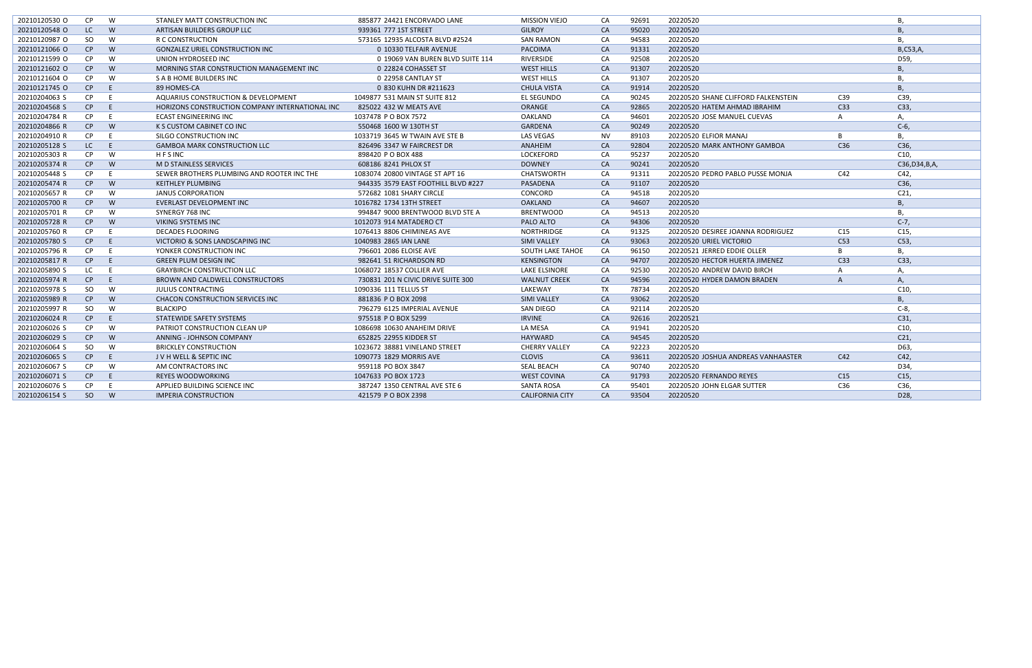| | | | | | | | | | | | |
|---|---|---|---|---|---|---|---|---|---|---|---|
| 20210120530 O | CP | W | STANLEY MATT CONSTRUCTION INC | 885877 24421 ENCORVADO LANE | MISSION VIEJO | CA | 92691 | 20220520 | | | B, |
| 20210120548 O | LC | W | ARTISAN BUILDERS GROUP LLC | 939361 777 1ST STREET | GILROY | CA | 95020 | 20220520 | | | B, |
| 20210120987 O | SO | W | R C CONSTRUCTION | 573165 12935 ALCOSTA BLVD #2524 | SAN RAMON | CA | 94583 | 20220520 | | | B, |
| 20210121066 O | CP | W | GONZALEZ URIEL CONSTRUCTION INC | 0 10330 TELFAIR AVENUE | PACOIMA | CA | 91331 | 20220520 | | | B,C53,A, |
| 20210121599 O | CP | W | UNION HYDROSEED INC | 0 19069 VAN BUREN BLVD SUITE 114 | RIVERSIDE | CA | 92508 | 20220520 | | | D59, |
| 20210121602 O | CP | W | MORNING STAR CONSTRUCTION MANAGEMENT INC | 0 22824 COHASSET ST | WEST HILLS | CA | 91307 | 20220520 | | | B, |
| 20210121604 O | CP | W | S A B HOME BUILDERS INC | 0 22958 CANTLAY ST | WEST HILLS | CA | 91307 | 20220520 | | | B, |
| 20210121745 O | CP | E | 89 HOMES-CA | 0 830 KUHN DR #211623 | CHULA VISTA | CA | 91914 | 20220520 | | | B, |
| 20210204063 S | CP | E | AQUARIUS CONSTRUCTION & DEVELOPMENT | 1049877 531 MAIN ST SUITE 812 | EL SEGUNDO | CA | 90245 | 20220520 | SHANE CLIFFORD FALKENSTEIN | C39 | C39, |
| 20210204568 S | CP | E | HORIZONS CONSTRUCTION COMPANY INTERNATIONAL INC | 825022 432 W MEATS AVE | ORANGE | CA | 92865 | 20220520 | HATEM AHMAD IBRAHIM | C33 | C33, |
| 20210204784 R | CP | E | ECAST ENGINEERING INC | 1037478 P O BOX 7572 | OAKLAND | CA | 94601 | 20220520 | JOSE MANUEL CUEVAS | A | A, |
| 20210204866 R | CP | W | K S CUSTOM CABINET CO INC | 550468 1600 W 130TH ST | GARDENA | CA | 90249 | 20220520 | | | C-6, |
| 20210204910 R | CP | E | SILGO CONSTRUCTION INC | 1033719 3645 W TWAIN AVE STE B | LAS VEGAS | NV | 89103 | 20220520 | ELFIOR MANAJ | B | B, |
| 20210205128 S | LC | E | GAMBOA MARK CONSTRUCTION LLC | 826496 3347 W FAIRCREST DR | ANAHEIM | CA | 92804 | 20220520 | MARK ANTHONY GAMBOA | C36 | C36, |
| 20210205303 R | CP | W | H F S INC | 898420 P O BOX 488 | LOCKEFORD | CA | 95237 | 20220520 | | | C10, |
| 20210205374 R | CP | W | M D STAINLESS SERVICES | 608186 8241 PHLOX ST | DOWNEY | CA | 90241 | 20220520 | | | C36,D34,B,A, |
| 20210205448 S | CP | E | SEWER BROTHERS PLUMBING AND ROOTER INC THE | 1083074 20800 VINTAGE ST APT 16 | CHATSWORTH | CA | 91311 | 20220520 | PEDRO PABLO PUSSE MONJA | C42 | C42, |
| 20210205474 R | CP | W | KEITHLEY PLUMBING | 944335 3579 EAST FOOTHILL BLVD #227 | PASADENA | CA | 91107 | 20220520 | | | C36, |
| 20210205657 R | CP | W | JANUS CORPORATION | 572682 1081 SHARY CIRCLE | CONCORD | CA | 94518 | 20220520 | | | C21, |
| 20210205700 R | CP | W | EVERLAST DEVELOPMENT INC | 1016782 1734 13TH STREET | OAKLAND | CA | 94607 | 20220520 | | | B, |
| 20210205701 R | CP | W | SYNERGY 768 INC | 994847 9000 BRENTWOOD BLVD STE A | BRENTWOOD | CA | 94513 | 20220520 | | | B, |
| 20210205728 R | CP | W | VIKING SYSTEMS INC | 1012073 914 MATADERO CT | PALO ALTO | CA | 94306 | 20220520 | | | C-7, |
| 20210205760 R | CP | E | DECADES FLOORING | 1076413 8806 CHIMINEAS AVE | NORTHRIDGE | CA | 91325 | 20220520 | DESIREE JOANNA RODRIGUEZ | C15 | C15, |
| 20210205780 S | CP | E | VICTORIO & SONS LANDSCAPING INC | 1040983 2865 IAN LANE | SIMI VALLEY | CA | 93063 | 20220520 | URIEL VICTORIO | C53 | C53, |
| 20210205796 R | CP | E | YONKER CONSTRUCTION INC | 796601 2086 ELOISE AVE | SOUTH LAKE TAHOE | CA | 96150 | 20220521 | JERRED EDDIE OLLER | B | B, |
| 20210205817 R | CP | E | GREEN PLUM DESIGN INC | 982641 51 RICHARDSON RD | KENSINGTON | CA | 94707 | 20220520 | HECTOR HUERTA JIMENEZ | C33 | C33, |
| 20210205890 S | LC | E | GRAYBIRCH CONSTRUCTION LLC | 1068072 18537 COLLIER AVE | LAKE ELSINORE | CA | 92530 | 20220520 | ANDREW DAVID BIRCH | A | A, |
| 20210205974 R | CP | E | BROWN AND CALDWELL CONSTRUCTORS | 730831 201 N CIVIC DRIVE SUITE 300 | WALNUT CREEK | CA | 94596 | 20220520 | HYDER DAMON BRADEN | A | A, |
| 20210205978 S | SO | W | JULIUS CONTRACTING | 1090336 111 TELLUS ST | LAKEWAY | TX | 78734 | 20220520 | | | C10, |
| 20210205989 R | CP | W | CHACON CONSTRUCTION SERVICES INC | 881836 P O BOX 2098 | SIMI VALLEY | CA | 93062 | 20220520 | | | B, |
| 20210205997 R | SO | W | BLACKIPO | 796279 6125 IMPERIAL AVENUE | SAN DIEGO | CA | 92114 | 20220520 | | | C-8, |
| 20210206024 R | CP | E | STATEWIDE SAFETY SYSTEMS | 975518 P O BOX 5299 | IRVINE | CA | 92616 | 20220521 | | | C31, |
| 20210206026 S | CP | W | PATRIOT CONSTRUCTION CLEAN UP | 1086698 10630 ANAHEIM DRIVE | LA MESA | CA | 91941 | 20220520 | | | C10, |
| 20210206029 S | CP | W | ANNING - JOHNSON COMPANY | 652825 22955 KIDDER ST | HAYWARD | CA | 94545 | 20220520 | | | C21, |
| 20210206064 S | SO | W | BRICKLEY CONSTRUCTION | 1023672 38881 VINELAND STREET | CHERRY VALLEY | CA | 92223 | 20220520 | | | D63, |
| 20210206065 S | CP | E | J V H WELL & SEPTIC INC | 1090773 1829 MORRIS AVE | CLOVIS | CA | 93611 | 20220520 | JOSHUA ANDREAS VANHAASTER | C42 | C42, |
| 20210206067 S | CP | W | AM CONTRACTORS INC | 959118 PO BOX 3847 | SEAL BEACH | CA | 90740 | 20220520 | | | D34, |
| 20210206071 S | CP | E | REYES WOODWORKING | 1047633 PO BOX 1723 | WEST COVINA | CA | 91793 | 20220520 | FERNANDO REYES | C15 | C15, |
| 20210206076 S | CP | E | APPLIED BUILDING SCIENCE INC | 387247 1350 CENTRAL AVE STE 6 | SANTA ROSA | CA | 95401 | 20220520 | JOHN ELGAR SUTTER | C36 | C36, |
| 20210206154 S | SO | W | IMPERIA CONSTRUCTION | 421579 P O BOX 2398 | CALIFORNIA CITY | CA | 93504 | 20220520 | | | D28, |